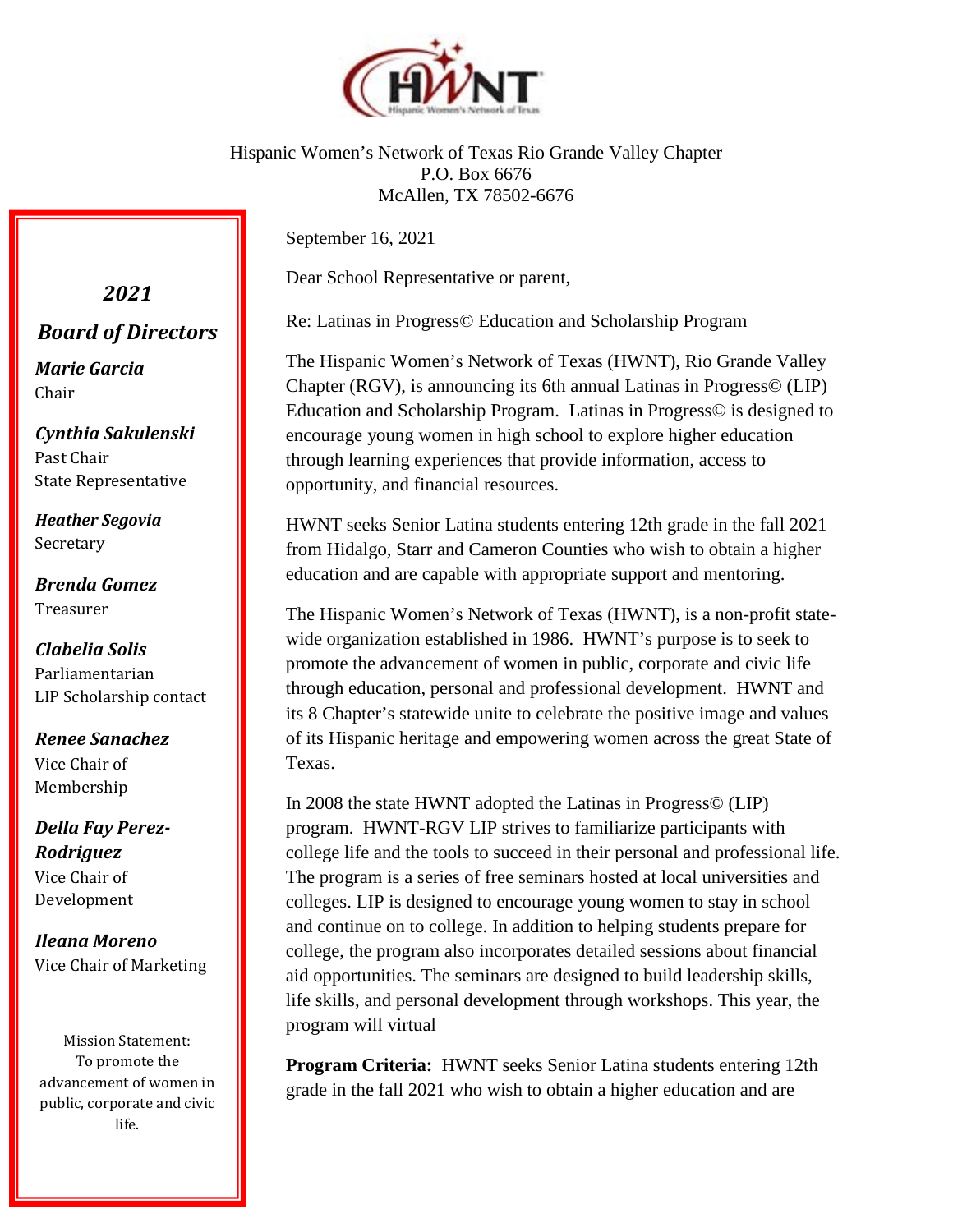Hispanic Women's Network of Texas Rio Grande Valley Chapter
P.O. Box 6676
McAllen, TX 78502-6676

September 16, 2021

Dear School Representative or parent,

Re: Latinas in Progress© Education and Scholarship Program

The Hispanic Women's Network of Texas (HWNT), Rio Grande Valley Chapter (RGV), is announcing its 6th annual Latinas in Progress© (LIP) Education and Scholarship Program. Latinas in Progress© is designed to encourage young women in high school to explore higher education through learning experiences that provide information, access to opportunity, and financial resources.

HWNT seeks Senior Latina students entering 12th grade in the fall 2021 from Hidalgo, Starr and Cameron Counties who wish to obtain a higher education and are capable with appropriate support and mentoring.

The Hispanic Women's Network of Texas (HWNT), is a non-profit state-wide organization established in 1986. HWNT's purpose is to seek to promote the advancement of women in public, corporate and civic life through education, personal and professional development. HWNT and its 8 Chapter's statewide unite to celebrate the positive image and values of its Hispanic heritage and empowering women across the great State of Texas.

In 2008 the state HWNT adopted the Latinas in Progress© (LIP) program. HWNT-RGV LIP strives to familiarize participants with college life and the tools to succeed in their personal and professional life. The program is a series of free seminars hosted at local universities and colleges. LIP is designed to encourage young women to stay in school and continue on to college. In addition to helping students prepare for college, the program also incorporates detailed sessions about financial aid opportunities. The seminars are designed to build leadership skills, life skills, and personal development through workshops. This year, the program will virtual

**Program Criteria:** HWNT seeks Senior Latina students entering 12th grade in the fall 2021 who wish to obtain a higher education and are

---

## *2021 Board of Directors*

***Marie Garcia***
Chair

***Cynthia Sakulenski***
Past Chair
State Representative

***Heather Segovia***
Secretary

***Brenda Gomez***
Treasurer

***Clabelia Solis***
Parliamentarian
LIP Scholarship contact

***Renee Sanachez***
Vice Chair of Membership

***Della Fay Perez-Rodriguez***
Vice Chair of Development

***Ileana Moreno***
Vice Chair of Marketing

Mission Statement: To promote the advancement of women in public, corporate and civic life.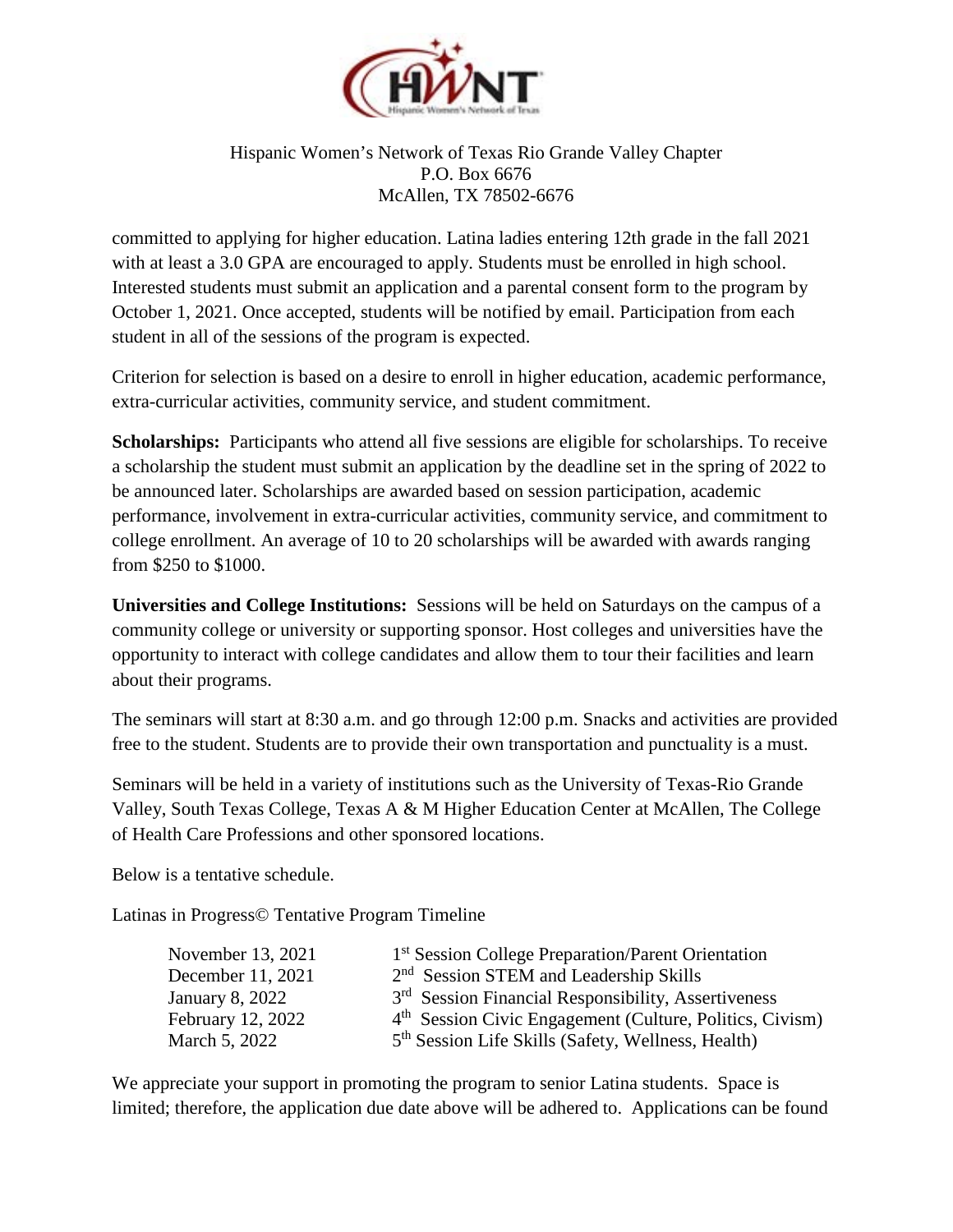Hispanic Women's Network of Texas Rio Grande Valley Chapter
P.O. Box 6676
McAllen, TX 78502-6676

committed to applying for higher education. Latina ladies entering 12th grade in the fall 2021 with at least a 3.0 GPA are encouraged to apply. Students must be enrolled in high school. Interested students must submit an application and a parental consent form to the program by October 1, 2021. Once accepted, students will be notified by email. Participation from each student in all of the sessions of the program is expected.

Criterion for selection is based on a desire to enroll in higher education, academic performance, extra-curricular activities, community service, and student commitment.

**Scholarships:** Participants who attend all five sessions are eligible for scholarships. To receive a scholarship the student must submit an application by the deadline set in the spring of 2022 to be announced later. Scholarships are awarded based on session participation, academic performance, involvement in extra-curricular activities, community service, and commitment to college enrollment. An average of 10 to 20 scholarships will be awarded with awards ranging from $250 to $1000.

**Universities and College Institutions:** Sessions will be held on Saturdays on the campus of a community college or university or supporting sponsor. Host colleges and universities have the opportunity to interact with college candidates and allow them to tour their facilities and learn about their programs.

The seminars will start at 8:30 a.m. and go through 12:00 p.m. Snacks and activities are provided free to the student. Students are to provide their own transportation and punctuality is a must.

Seminars will be held in a variety of institutions such as the University of Texas-Rio Grande Valley, South Texas College, Texas A & M Higher Education Center at McAllen, The College of Health Care Professions and other sponsored locations.

Below is a tentative schedule.

Latinas in Progress© Tentative Program Timeline

| | |
|---|---|
| November 13, 2021 | 1st Session College Preparation/Parent Orientation |
| December 11, 2021 | 2nd Session STEM and Leadership Skills |
| January 8, 2022 | 3rd Session Financial Responsibility, Assertiveness |
| February 12, 2022 | 4th Session Civic Engagement (Culture, Politics, Civism) |
| March 5, 2022 | 5th Session Life Skills (Safety, Wellness, Health) |

We appreciate your support in promoting the program to senior Latina students. Space is limited; therefore, the application due date above will be adhered to. Applications can be found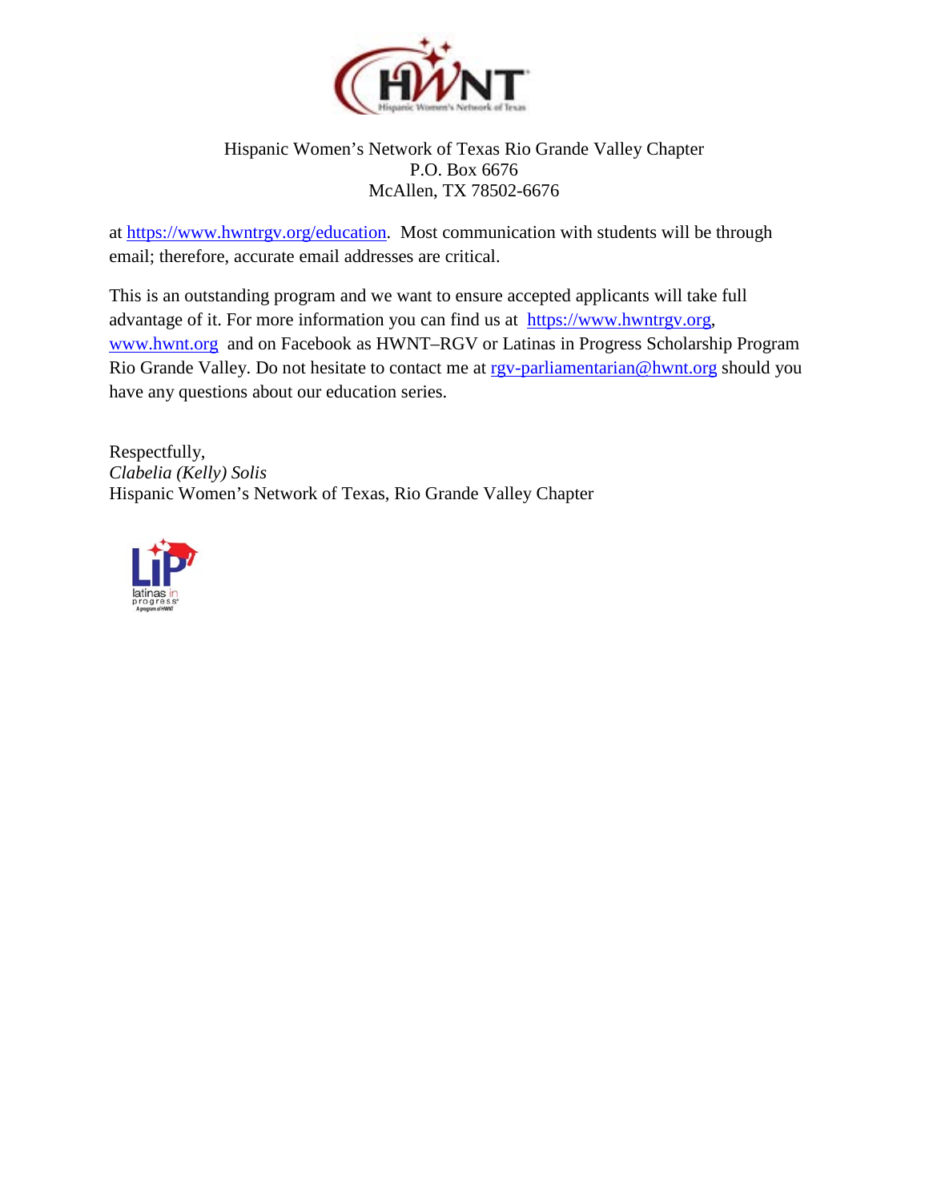Hispanic Women's Network of Texas Rio Grande Valley Chapter
P.O. Box 6676
McAllen, TX 78502-6676

at https://www.hwntrgv.org/education. Most communication with students will be through email; therefore, accurate email addresses are critical.

This is an outstanding program and we want to ensure accepted applicants will take full advantage of it. For more information you can find us at https://www.hwntrgv.org, www.hwnt.org and on Facebook as HWNT–RGV or Latinas in Progress Scholarship Program Rio Grande Valley. Do not hesitate to contact me at rgv-parliamentarian@hwnt.org should you have any questions about our education series.

Respectfully,
*Clabelia (Kelly) Solis*
Hispanic Women's Network of Texas, Rio Grande Valley Chapter